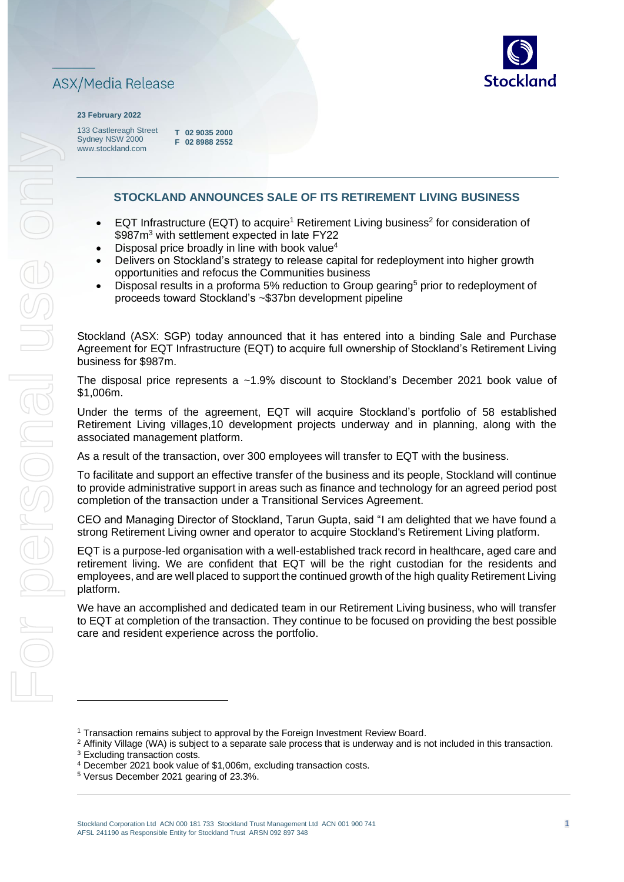ASX/Media Release

**23 February 2022**

133 Castlereagh Street
Sydney NSW 2000
www.stockland.com

**T 02 9035 2000**
**F 02 8988 2552**

## STOCKLAND ANNOUNCES SALE OF ITS RETIREMENT LIVING BUSINESS

- EQT Infrastructure (EQT) to acquire[1] Retirement Living business[2] for consideration of \$987m[3] with settlement expected in late FY22
- Disposal price broadly in line with book value[4]
- Delivers on Stockland's strategy to release capital for redeployment into higher growth opportunities and refocus the Communities business
- Disposal results in a proforma 5% reduction to Group gearing[5] prior to redeployment of proceeds toward Stockland's ~\$37bn development pipeline

Stockland (ASX: SGP) today announced that it has entered into a binding Sale and Purchase Agreement for EQT Infrastructure (EQT) to acquire full ownership of Stockland's Retirement Living business for \$987m.

The disposal price represents a ~1.9% discount to Stockland's December 2021 book value of \$1,006m.

Under the terms of the agreement, EQT will acquire Stockland's portfolio of 58 established Retirement Living villages,10 development projects underway and in planning, along with the associated management platform.

As a result of the transaction, over 300 employees will transfer to EQT with the business.

To facilitate and support an effective transfer of the business and its people, Stockland will continue to provide administrative support in areas such as finance and technology for an agreed period post completion of the transaction under a Transitional Services Agreement.

CEO and Managing Director of Stockland, Tarun Gupta, said "I am delighted that we have found a strong Retirement Living owner and operator to acquire Stockland's Retirement Living platform.

EQT is a purpose-led organisation with a well-established track record in healthcare, aged care and retirement living. We are confident that EQT will be the right custodian for the residents and employees, and are well placed to support the continued growth of the high quality Retirement Living platform.

We have an accomplished and dedicated team in our Retirement Living business, who will transfer to EQT at completion of the transaction. They continue to be focused on providing the best possible care and resident experience across the portfolio.

---

[1] Transaction remains subject to approval by the Foreign Investment Review Board.
[2] Affinity Village (WA) is subject to a separate sale process that is underway and is not included in this transaction.
[3] Excluding transaction costs.
[4] December 2021 book value of \$1,006m, excluding transaction costs.
[5] Versus December 2021 gearing of 23.3%.

Stockland Corporation Ltd ACN 000 181 733 Stockland Trust Management Ltd ACN 001 900 741
AFSL 241190 as Responsible Entity for Stockland Trust ARSN 092 897 348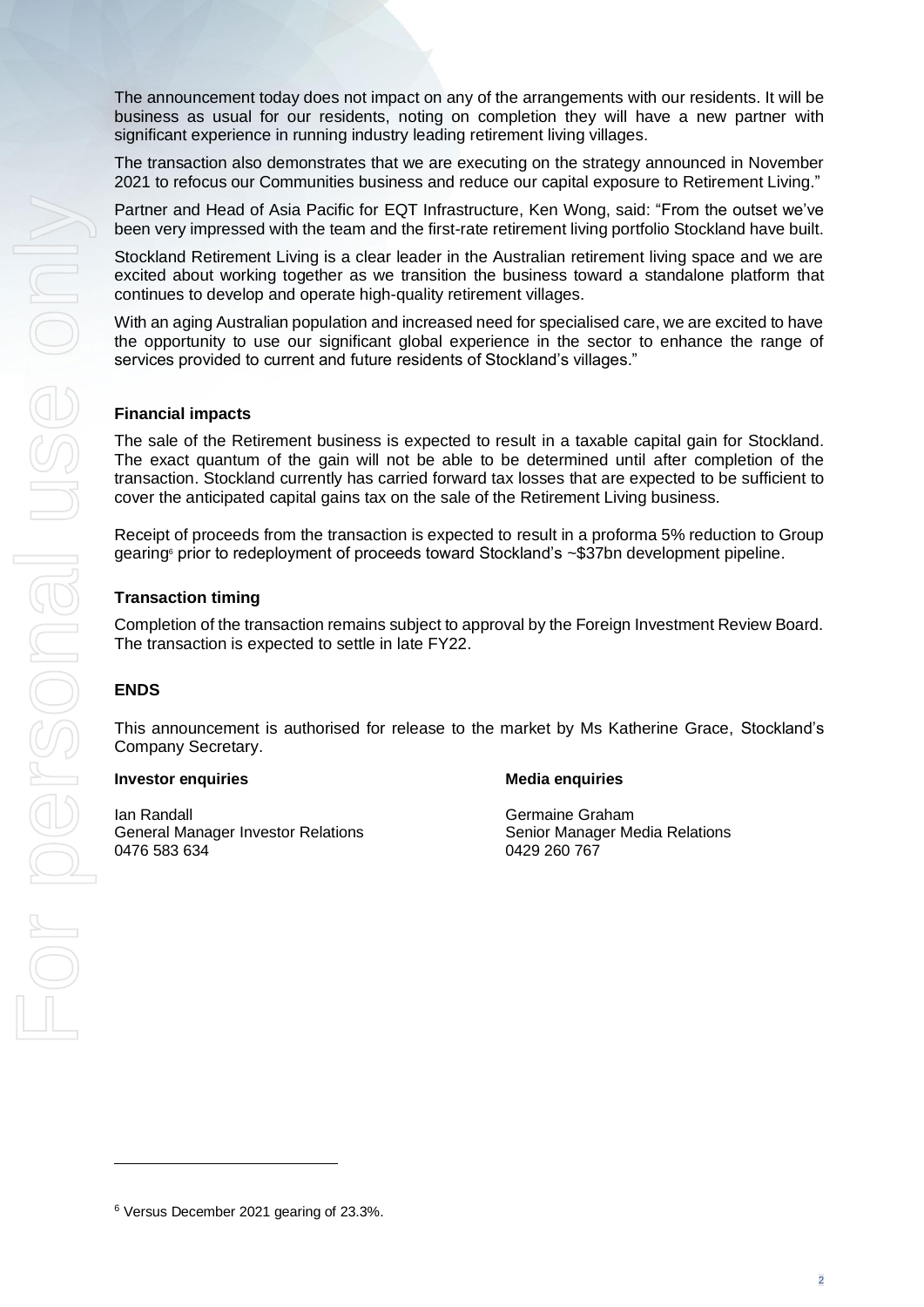The announcement today does not impact on any of the arrangements with our residents. It will be business as usual for our residents, noting on completion they will have a new partner with significant experience in running industry leading retirement living villages.

The transaction also demonstrates that we are executing on the strategy announced in November 2021 to refocus our Communities business and reduce our capital exposure to Retirement Living."

Partner and Head of Asia Pacific for EQT Infrastructure, Ken Wong, said: "From the outset we've been very impressed with the team and the first-rate retirement living portfolio Stockland have built.

Stockland Retirement Living is a clear leader in the Australian retirement living space and we are excited about working together as we transition the business toward a standalone platform that continues to develop and operate high-quality retirement villages.

With an aging Australian population and increased need for specialised care, we are excited to have the opportunity to use our significant global experience in the sector to enhance the range of services provided to current and future residents of Stockland's villages."

**Financial impacts**

The sale of the Retirement business is expected to result in a taxable capital gain for Stockland. The exact quantum of the gain will not be able to be determined until after completion of the transaction. Stockland currently has carried forward tax losses that are expected to be sufficient to cover the anticipated capital gains tax on the sale of the Retirement Living business.

Receipt of proceeds from the transaction is expected to result in a proforma 5% reduction to Group gearing[6] prior to redeployment of proceeds toward Stockland's ~$37bn development pipeline.

**Transaction timing**

Completion of the transaction remains subject to approval by the Foreign Investment Review Board. The transaction is expected to settle in late FY22.

**ENDS**

This announcement is authorised for release to the market by Ms Katherine Grace, Stockland's Company Secretary.

**Investor enquiries**

Ian Randall
General Manager Investor Relations
0476 583 634

**Media enquiries**

Germaine Graham
Senior Manager Media Relations
0429 260 767

[6] Versus December 2021 gearing of 23.3%.